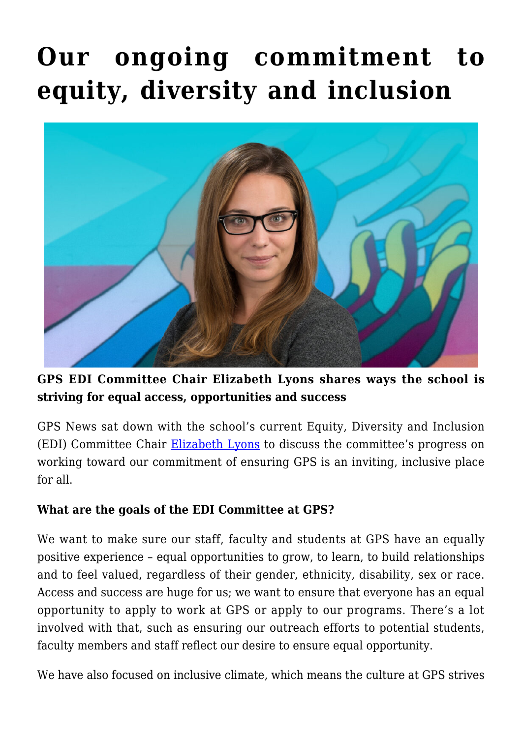# Our ongoing commitment to equity, diversity and inclusion

**GPS EDI Committee Chair Elizabeth Lyons shares ways the school is striving for equal access, opportunities and success**

GPS News sat down with the school's current Equity, Diversity and Inclusion (EDI) Committee Chair Elizabeth Lyons to discuss the committee's progress on working toward our commitment of ensuring GPS is an inviting, inclusive place for all.

**What are the goals of the EDI Committee at GPS?**

We want to make sure our staff, faculty and students at GPS have an equally positive experience – equal opportunities to grow, to learn, to build relationships and to feel valued, regardless of their gender, ethnicity, disability, sex or race. Access and success are huge for us; we want to ensure that everyone has an equal opportunity to apply to work at GPS or apply to our programs. There's a lot involved with that, such as ensuring our outreach efforts to potential students, faculty members and staff reflect our desire to ensure equal opportunity.

We have also focused on inclusive climate, which means the culture at GPS strives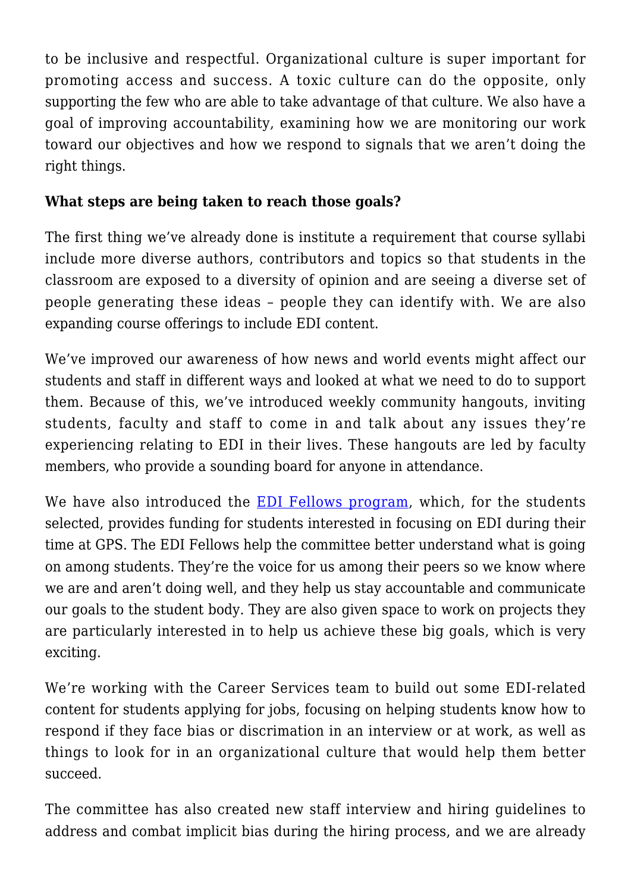to be inclusive and respectful. Organizational culture is super important for promoting access and success. A toxic culture can do the opposite, only supporting the few who are able to take advantage of that culture. We also have a goal of improving accountability, examining how we are monitoring our work toward our objectives and how we respond to signals that we aren't doing the right things.

**What steps are being taken to reach those goals?**

The first thing we've already done is institute a requirement that course syllabi include more diverse authors, contributors and topics so that students in the classroom are exposed to a diversity of opinion and are seeing a diverse set of people generating these ideas – people they can identify with. We are also expanding course offerings to include EDI content.

We've improved our awareness of how news and world events might affect our students and staff in different ways and looked at what we need to do to support them. Because of this, we've introduced weekly community hangouts, inviting students, faculty and staff to come in and talk about any issues they're experiencing relating to EDI in their lives. These hangouts are led by faculty members, who provide a sounding board for anyone in attendance.

We have also introduced the [EDI Fellows program](), which, for the students selected, provides funding for students interested in focusing on EDI during their time at GPS. The EDI Fellows help the committee better understand what is going on among students. They're the voice for us among their peers so we know where we are and aren't doing well, and they help us stay accountable and communicate our goals to the student body. They are also given space to work on projects they are particularly interested in to help us achieve these big goals, which is very exciting.

We're working with the Career Services team to build out some EDI-related content for students applying for jobs, focusing on helping students know how to respond if they face bias or discrimation in an interview or at work, as well as things to look for in an organizational culture that would help them better succeed.

The committee has also created new staff interview and hiring guidelines to address and combat implicit bias during the hiring process, and we are already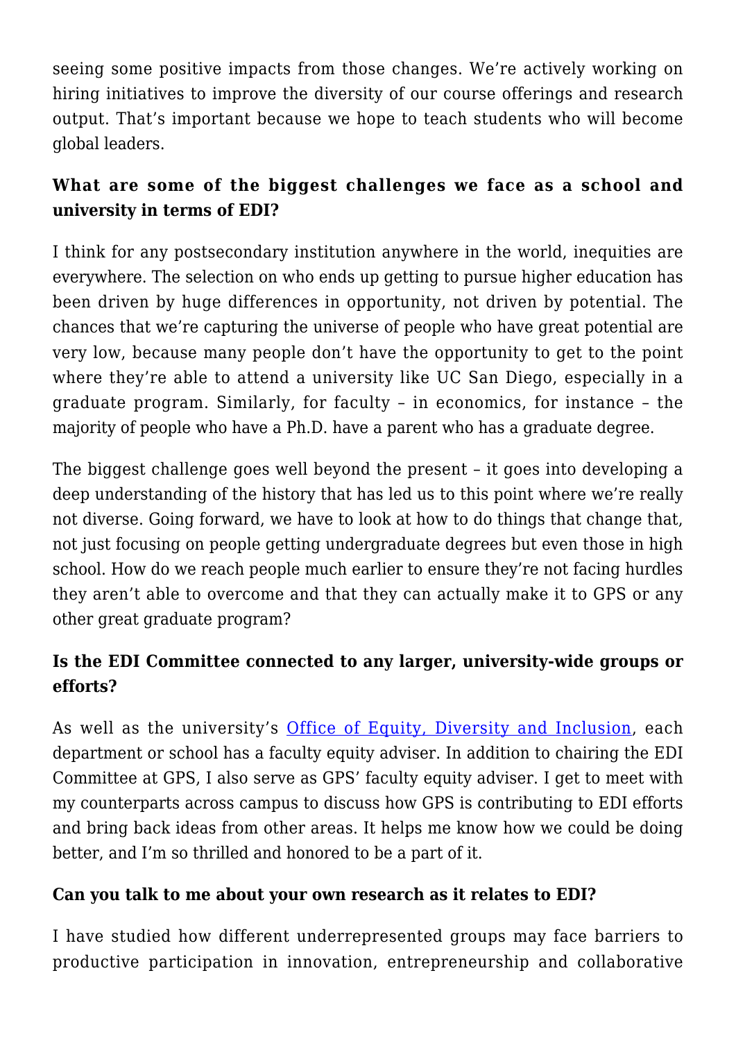seeing some positive impacts from those changes. We're actively working on hiring initiatives to improve the diversity of our course offerings and research output. That's important because we hope to teach students who will become global leaders.

**What are some of the biggest challenges we face as a school and university in terms of EDI?**

I think for any postsecondary institution anywhere in the world, inequities are everywhere. The selection on who ends up getting to pursue higher education has been driven by huge differences in opportunity, not driven by potential. The chances that we're capturing the universe of people who have great potential are very low, because many people don't have the opportunity to get to the point where they're able to attend a university like UC San Diego, especially in a graduate program. Similarly, for faculty – in economics, for instance – the majority of people who have a Ph.D. have a parent who has a graduate degree.

The biggest challenge goes well beyond the present – it goes into developing a deep understanding of the history that has led us to this point where we're really not diverse. Going forward, we have to look at how to do things that change that, not just focusing on people getting undergraduate degrees but even those in high school. How do we reach people much earlier to ensure they're not facing hurdles they aren't able to overcome and that they can actually make it to GPS or any other great graduate program?

**Is the EDI Committee connected to any larger, university-wide groups or efforts?**

As well as the university's [Office of Equity, Diversity and Inclusion](), each department or school has a faculty equity adviser. In addition to chairing the EDI Committee at GPS, I also serve as GPS' faculty equity adviser. I get to meet with my counterparts across campus to discuss how GPS is contributing to EDI efforts and bring back ideas from other areas. It helps me know how we could be doing better, and I'm so thrilled and honored to be a part of it.

**Can you talk to me about your own research as it relates to EDI?**

I have studied how different underrepresented groups may face barriers to productive participation in innovation, entrepreneurship and collaborative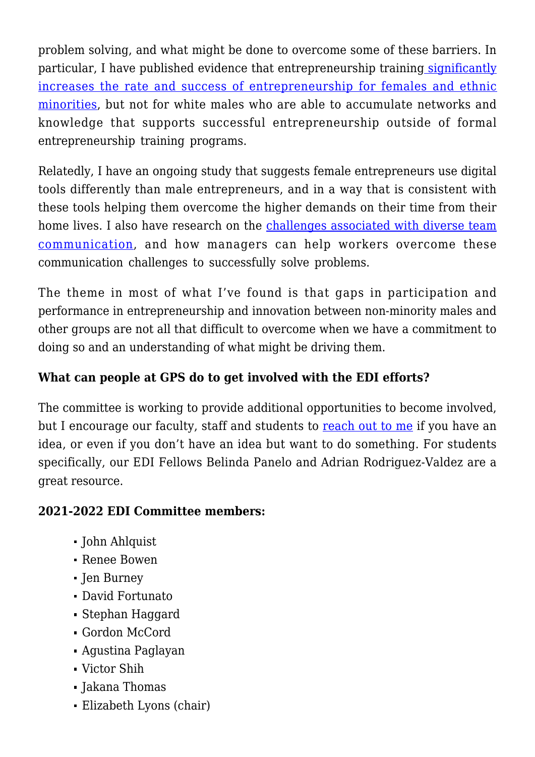problem solving, and what might be done to overcome some of these barriers. In particular, I have published evidence that entrepreneurship training significantly increases the rate and success of entrepreneurship for females and ethnic minorities, but not for white males who are able to accumulate networks and knowledge that supports successful entrepreneurship outside of formal entrepreneurship training programs.

Relatedly, I have an ongoing study that suggests female entrepreneurs use digital tools differently than male entrepreneurs, and in a way that is consistent with these tools helping them overcome the higher demands on their time from their home lives. I also have research on the challenges associated with diverse team communication, and how managers can help workers overcome these communication challenges to successfully solve problems.

The theme in most of what I've found is that gaps in participation and performance in entrepreneurship and innovation between non-minority males and other groups are not all that difficult to overcome when we have a commitment to doing so and an understanding of what might be driving them.

**What can people at GPS do to get involved with the EDI efforts?**

The committee is working to provide additional opportunities to become involved, but I encourage our faculty, staff and students to reach out to me if you have an idea, or even if you don't have an idea but want to do something. For students specifically, our EDI Fellows Belinda Panelo and Adrian Rodriguez-Valdez are a great resource.

**2021-2022 EDI Committee members:**

- John Ahlquist
- Renee Bowen
- Jen Burney
- David Fortunato
- Stephan Haggard
- Gordon McCord
- Agustina Paglayan
- Victor Shih
- Jakana Thomas
- Elizabeth Lyons (chair)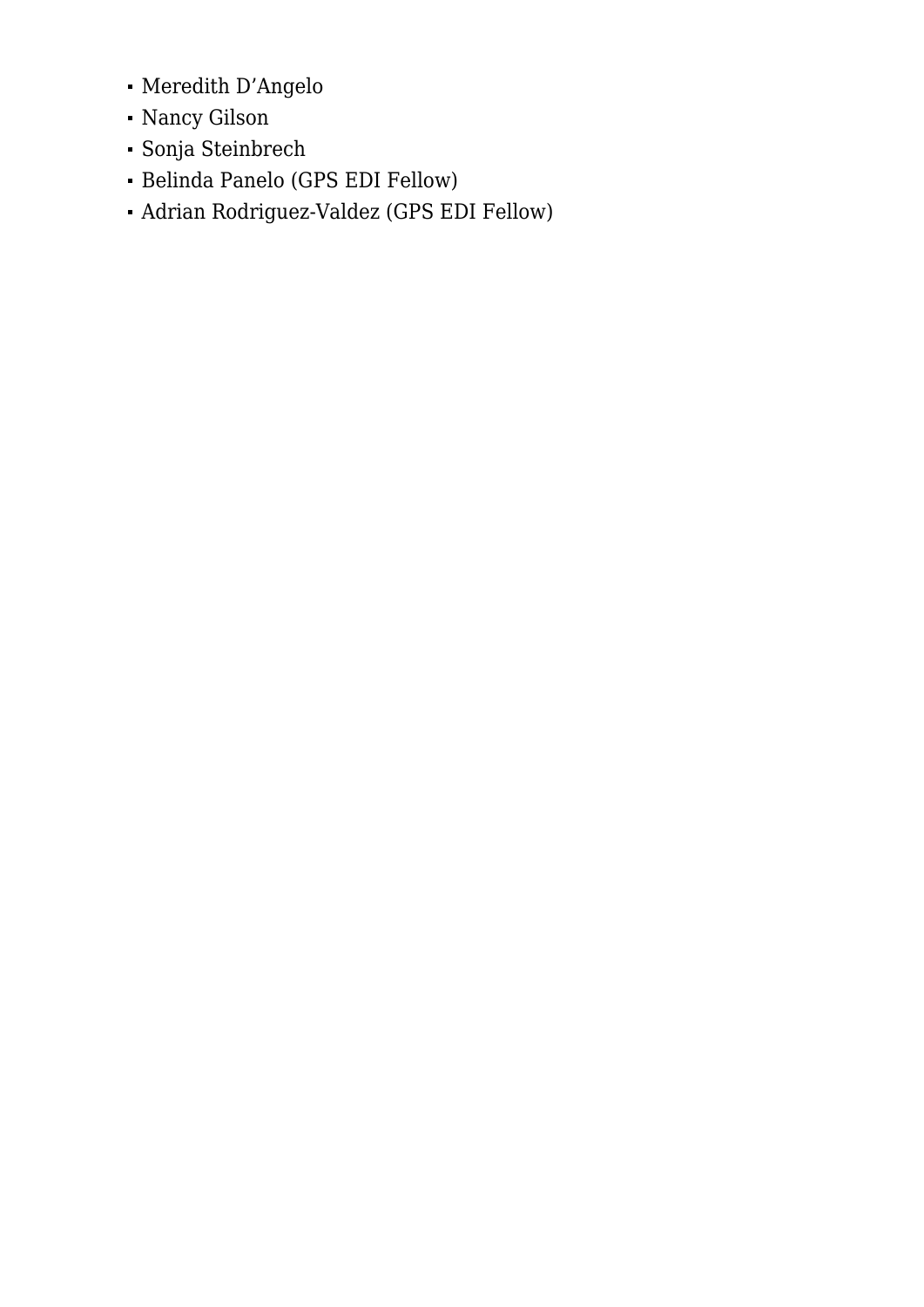- Meredith D’Angelo
- Nancy Gilson
- Sonja Steinbrech
- Belinda Panelo (GPS EDI Fellow)
- Adrian Rodriguez-Valdez (GPS EDI Fellow)